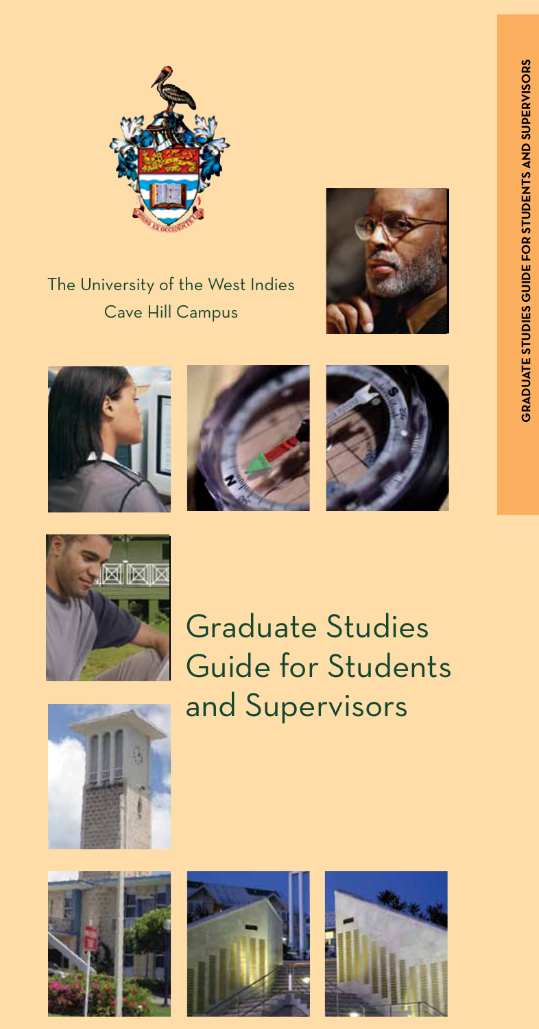The University of the West Indies
Cave Hill Campus

# Graduate Studies Guide for Students and Supervisors

**GRADUATE STUDIES GUIDE FOR STUDENTS AND SUPERVISORS**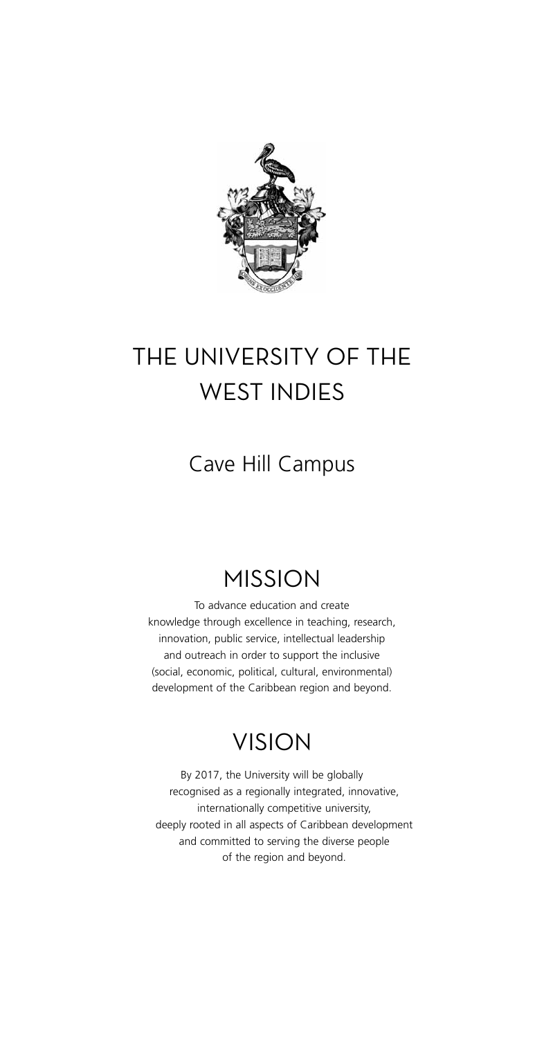# THE UNIVERSITY OF THE WEST INDIES

## Cave Hill Campus

## MISSION

To advance education and create knowledge through excellence in teaching, research, innovation, public service, intellectual leadership and outreach in order to support the inclusive (social, economic, political, cultural, environmental) development of the Caribbean region and beyond.

## VISION

By 2017, the University will be globally recognised as a regionally integrated, innovative, internationally competitive university, deeply rooted in all aspects of Caribbean development and committed to serving the diverse people of the region and beyond.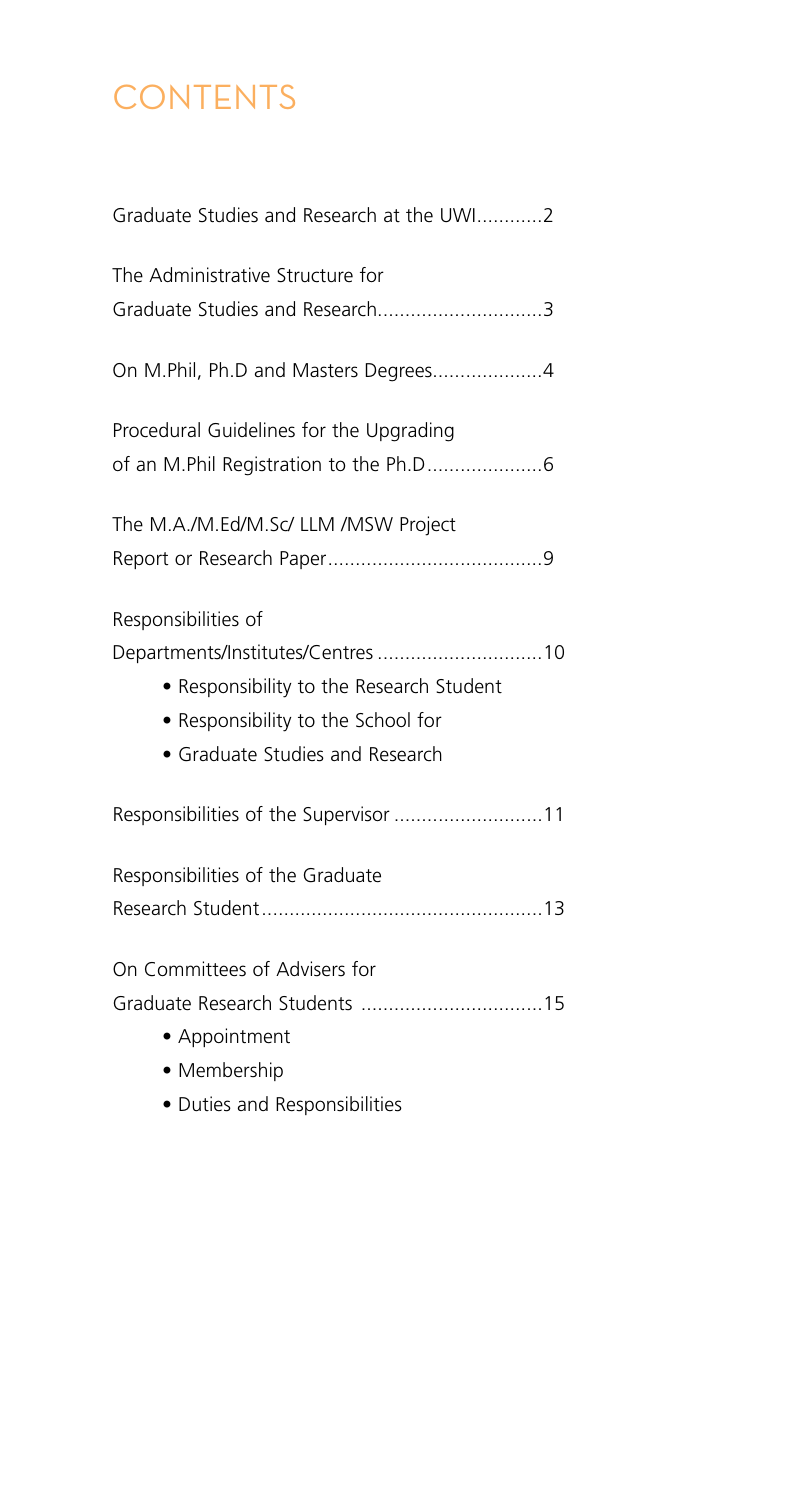# CONTENTS

Graduate Studies and Research at the UWI............2

The Administrative Structure for
Graduate Studies and Research..............................3

On M.Phil, Ph.D and Masters Degrees....................4

Procedural Guidelines for the Upgrading
of an M.Phil Registration to the Ph.D.....................6

The M.A./M.Ed/M.Sc/ LLM /MSW Project
Report or Research Paper.......................................9

Responsibilities of
Departments/Institutes/Centres ..............................10

- Responsibility to the Research Student
- Responsibility to the School for
- Graduate Studies and Research

Responsibilities of the Supervisor ...........................11

Responsibilities of the Graduate
Research Student...................................................13

On Committees of Advisers for
Graduate Research Students .................................15

- Appointment
- Membership
- Duties and Responsibilities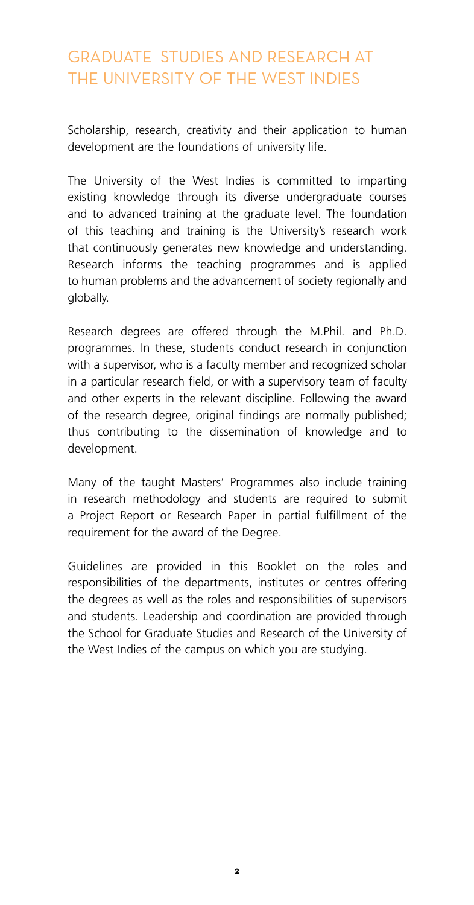# GRADUATE STUDIES AND RESEARCH AT THE UNIVERSITY OF THE WEST INDIES

Scholarship, research, creativity and their application to human development are the foundations of university life.

The University of the West Indies is committed to imparting existing knowledge through its diverse undergraduate courses and to advanced training at the graduate level. The foundation of this teaching and training is the University's research work that continuously generates new knowledge and understanding. Research informs the teaching programmes and is applied to human problems and the advancement of society regionally and globally.

Research degrees are offered through the M.Phil. and Ph.D. programmes. In these, students conduct research in conjunction with a supervisor, who is a faculty member and recognized scholar in a particular research field, or with a supervisory team of faculty and other experts in the relevant discipline. Following the award of the research degree, original findings are normally published; thus contributing to the dissemination of knowledge and to development.

Many of the taught Masters' Programmes also include training in research methodology and students are required to submit a Project Report or Research Paper in partial fulfillment of the requirement for the award of the Degree.

Guidelines are provided in this Booklet on the roles and responsibilities of the departments, institutes or centres offering the degrees as well as the roles and responsibilities of supervisors and students. Leadership and coordination are provided through the School for Graduate Studies and Research of the University of the West Indies of the campus on which you are studying.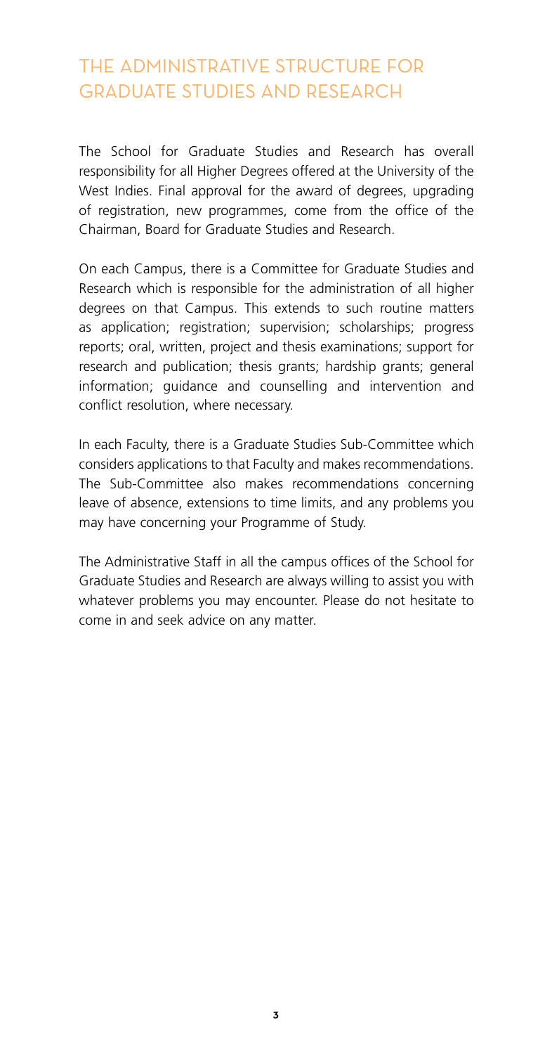# THE ADMINISTRATIVE STRUCTURE FOR GRADUATE STUDIES AND RESEARCH

The School for Graduate Studies and Research has overall responsibility for all Higher Degrees offered at the University of the West Indies. Final approval for the award of degrees, upgrading of registration, new programmes, come from the office of the Chairman, Board for Graduate Studies and Research.

On each Campus, there is a Committee for Graduate Studies and Research which is responsible for the administration of all higher degrees on that Campus. This extends to such routine matters as application; registration; supervision; scholarships; progress reports; oral, written, project and thesis examinations; support for research and publication; thesis grants; hardship grants; general information; guidance and counselling and intervention and conflict resolution, where necessary.

In each Faculty, there is a Graduate Studies Sub-Committee which considers applications to that Faculty and makes recommendations. The Sub-Committee also makes recommendations concerning leave of absence, extensions to time limits, and any problems you may have concerning your Programme of Study.

The Administrative Staff in all the campus offices of the School for Graduate Studies and Research are always willing to assist you with whatever problems you may encounter. Please do not hesitate to come in and seek advice on any matter.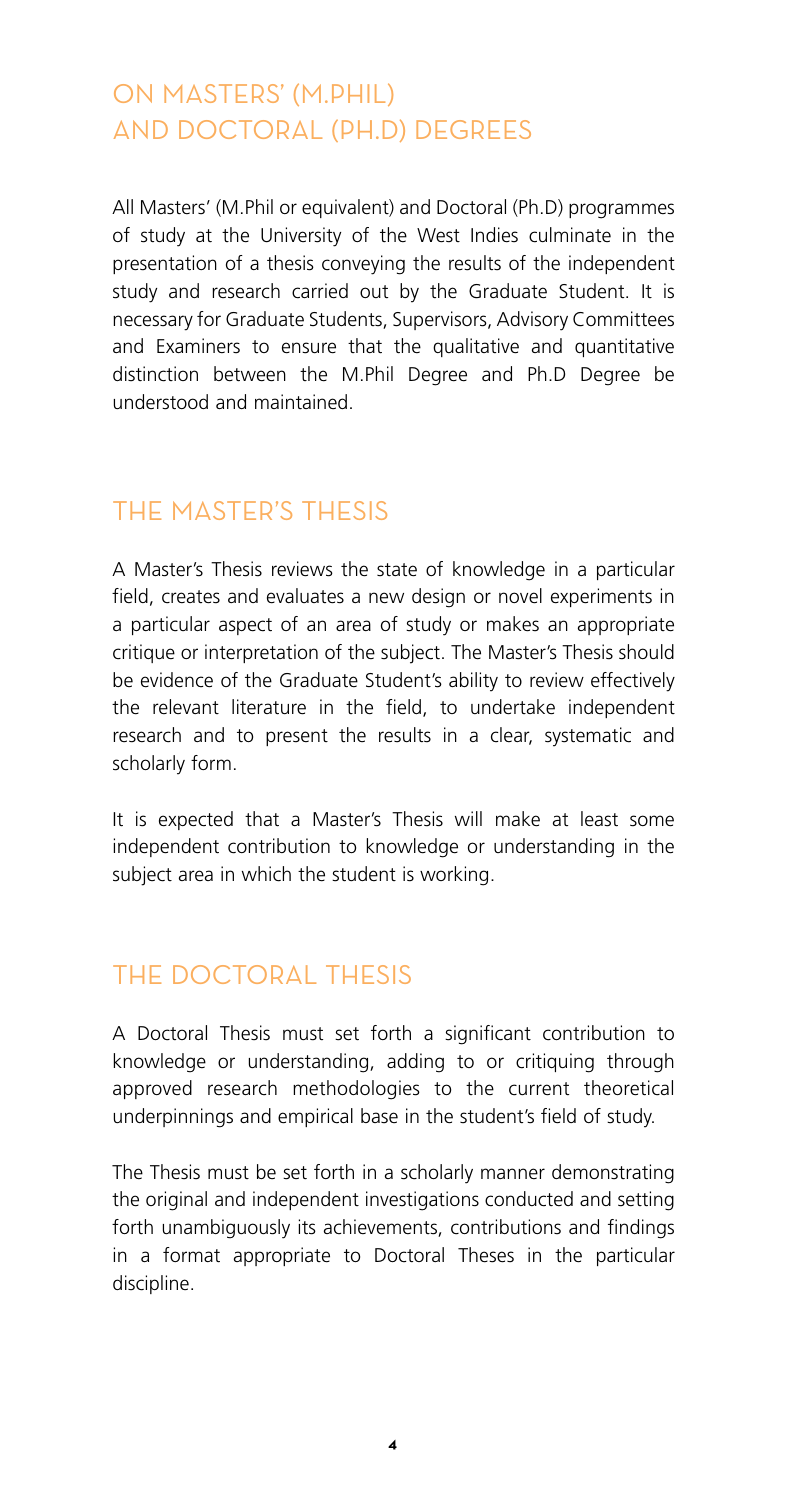## ON MASTERS' (M.PHIL) AND DOCTORAL (PH.D) DEGREES

All Masters' (M.Phil or equivalent) and Doctoral (Ph.D) programmes of study at the University of the West Indies culminate in the presentation of a thesis conveying the results of the independent study and research carried out by the Graduate Student. It is necessary for Graduate Students, Supervisors, Advisory Committees and Examiners to ensure that the qualitative and quantitative distinction between the M.Phil Degree and Ph.D Degree be understood and maintained.

## THE MASTER'S THESIS

A Master's Thesis reviews the state of knowledge in a particular field, creates and evaluates a new design or novel experiments in a particular aspect of an area of study or makes an appropriate critique or interpretation of the subject. The Master's Thesis should be evidence of the Graduate Student's ability to review effectively the relevant literature in the field, to undertake independent research and to present the results in a clear, systematic and scholarly form.

It is expected that a Master's Thesis will make at least some independent contribution to knowledge or understanding in the subject area in which the student is working.

## THE DOCTORAL THESIS

A Doctoral Thesis must set forth a significant contribution to knowledge or understanding, adding to or critiquing through approved research methodologies to the current theoretical underpinnings and empirical base in the student's field of study.

The Thesis must be set forth in a scholarly manner demonstrating the original and independent investigations conducted and setting forth unambiguously its achievements, contributions and findings in a format appropriate to Doctoral Theses in the particular discipline.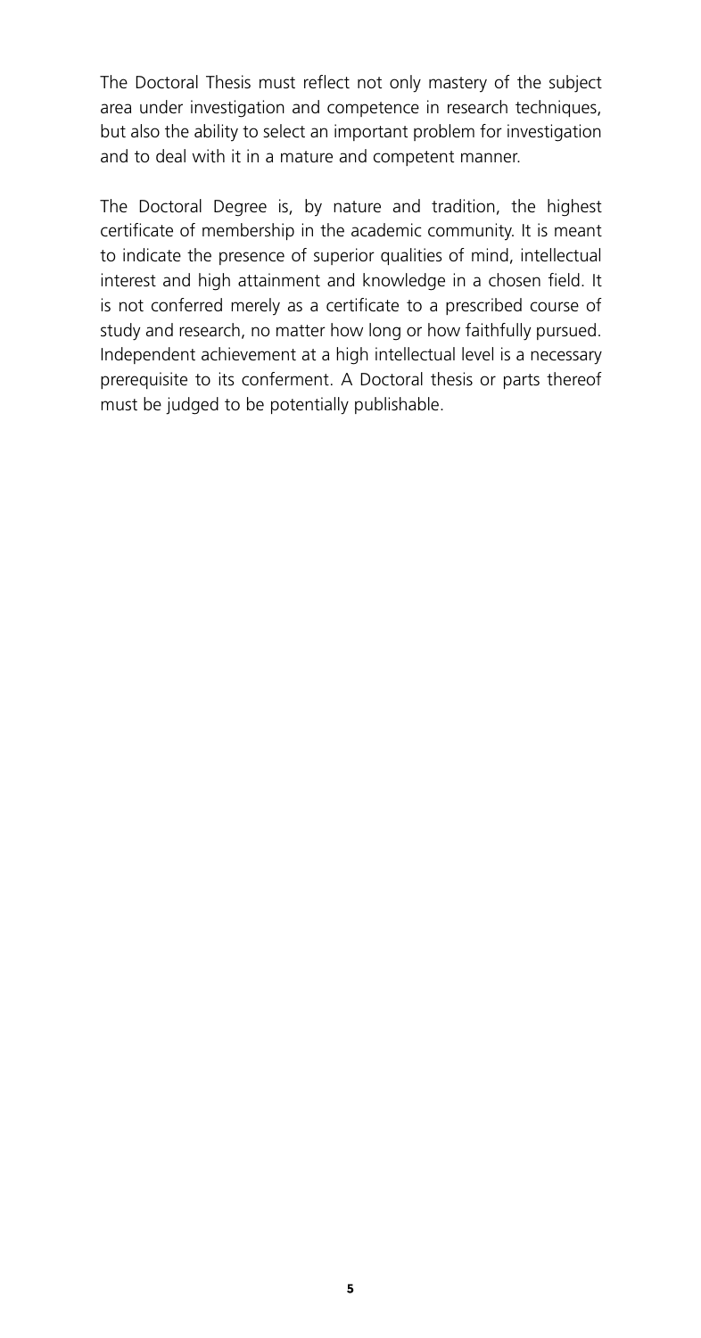The Doctoral Thesis must reflect not only mastery of the subject area under investigation and competence in research techniques, but also the ability to select an important problem for investigation and to deal with it in a mature and competent manner.

The Doctoral Degree is, by nature and tradition, the highest certificate of membership in the academic community. It is meant to indicate the presence of superior qualities of mind, intellectual interest and high attainment and knowledge in a chosen field. It is not conferred merely as a certificate to a prescribed course of study and research, no matter how long or how faithfully pursued. Independent achievement at a high intellectual level is a necessary prerequisite to its conferment. A Doctoral thesis or parts thereof must be judged to be potentially publishable.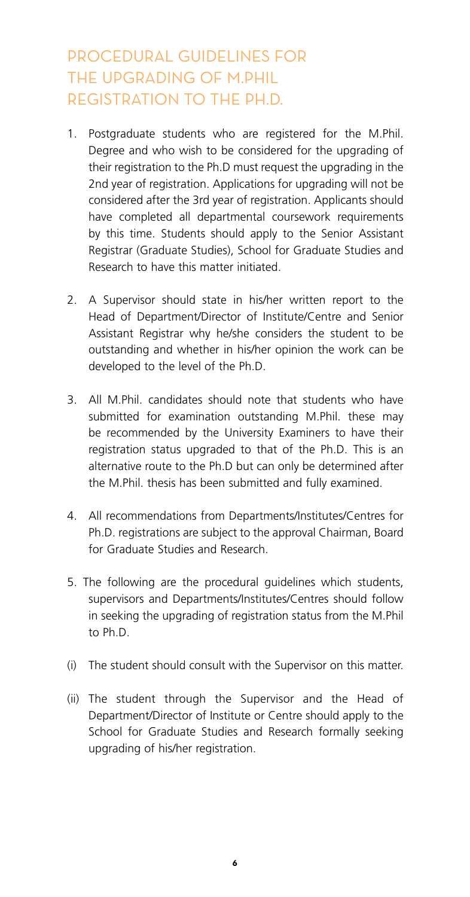# PROCEDURAL GUIDELINES FOR THE UPGRADING OF M.PHIL REGISTRATION TO THE PH.D.

1. Postgraduate students who are registered for the M.Phil. Degree and who wish to be considered for the upgrading of their registration to the Ph.D must request the upgrading in the 2nd year of registration. Applications for upgrading will not be considered after the 3rd year of registration. Applicants should have completed all departmental coursework requirements by this time. Students should apply to the Senior Assistant Registrar (Graduate Studies), School for Graduate Studies and Research to have this matter initiated.

2. A Supervisor should state in his/her written report to the Head of Department/Director of Institute/Centre and Senior Assistant Registrar why he/she considers the student to be outstanding and whether in his/her opinion the work can be developed to the level of the Ph.D.

3. All M.Phil. candidates should note that students who have submitted for examination outstanding M.Phil. these may be recommended by the University Examiners to have their registration status upgraded to that of the Ph.D. This is an alternative route to the Ph.D but can only be determined after the M.Phil. thesis has been submitted and fully examined.

4. All recommendations from Departments/Institutes/Centres for Ph.D. registrations are subject to the approval Chairman, Board for Graduate Studies and Research.

5. The following are the procedural guidelines which students, supervisors and Departments/Institutes/Centres should follow in seeking the upgrading of registration status from the M.Phil to Ph.D.

(i) The student should consult with the Supervisor on this matter.

(ii) The student through the Supervisor and the Head of Department/Director of Institute or Centre should apply to the School for Graduate Studies and Research formally seeking upgrading of his/her registration.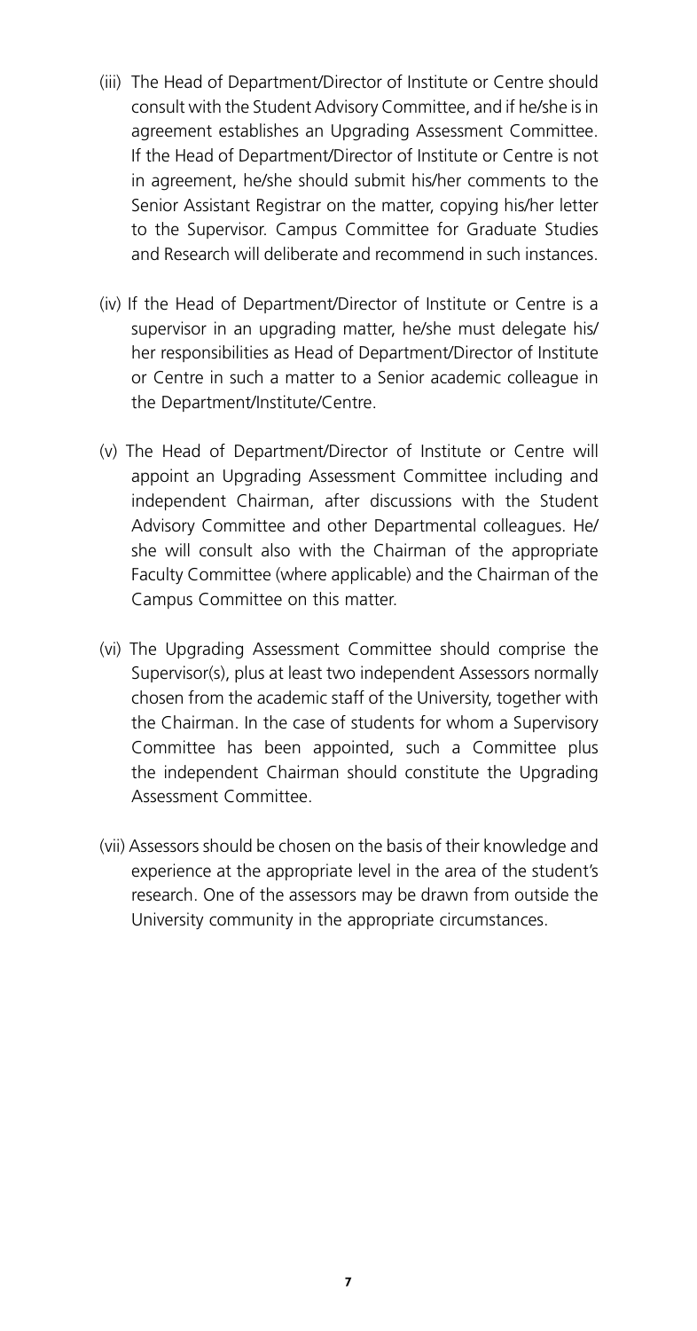(iii) The Head of Department/Director of Institute or Centre should consult with the Student Advisory Committee, and if he/she is in agreement establishes an Upgrading Assessment Committee. If the Head of Department/Director of Institute or Centre is not in agreement, he/she should submit his/her comments to the Senior Assistant Registrar on the matter, copying his/her letter to the Supervisor. Campus Committee for Graduate Studies and Research will deliberate and recommend in such instances.

(iv) If the Head of Department/Director of Institute or Centre is a supervisor in an upgrading matter, he/she must delegate his/her responsibilities as Head of Department/Director of Institute or Centre in such a matter to a Senior academic colleague in the Department/Institute/Centre.

(v) The Head of Department/Director of Institute or Centre will appoint an Upgrading Assessment Committee including and independent Chairman, after discussions with the Student Advisory Committee and other Departmental colleagues. He/she will consult also with the Chairman of the appropriate Faculty Committee (where applicable) and the Chairman of the Campus Committee on this matter.

(vi) The Upgrading Assessment Committee should comprise the Supervisor(s), plus at least two independent Assessors normally chosen from the academic staff of the University, together with the Chairman. In the case of students for whom a Supervisory Committee has been appointed, such a Committee plus the independent Chairman should constitute the Upgrading Assessment Committee.

(vii) Assessors should be chosen on the basis of their knowledge and experience at the appropriate level in the area of the student's research. One of the assessors may be drawn from outside the University community in the appropriate circumstances.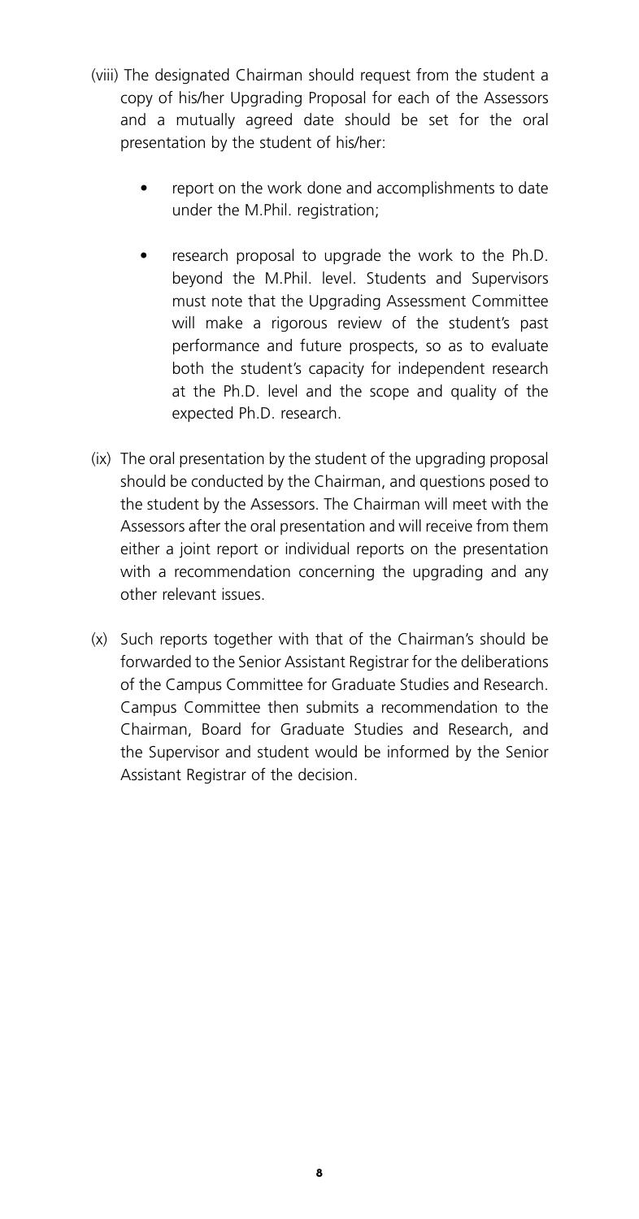(viii) The designated Chairman should request from the student a copy of his/her Upgrading Proposal for each of the Assessors and a mutually agreed date should be set for the oral presentation by the student of his/her:

- report on the work done and accomplishments to date under the M.Phil. registration;
- research proposal to upgrade the work to the Ph.D. beyond the M.Phil. level. Students and Supervisors must note that the Upgrading Assessment Committee will make a rigorous review of the student's past performance and future prospects, so as to evaluate both the student's capacity for independent research at the Ph.D. level and the scope and quality of the expected Ph.D. research.

(ix) The oral presentation by the student of the upgrading proposal should be conducted by the Chairman, and questions posed to the student by the Assessors. The Chairman will meet with the Assessors after the oral presentation and will receive from them either a joint report or individual reports on the presentation with a recommendation concerning the upgrading and any other relevant issues.

(x) Such reports together with that of the Chairman's should be forwarded to the Senior Assistant Registrar for the deliberations of the Campus Committee for Graduate Studies and Research. Campus Committee then submits a recommendation to the Chairman, Board for Graduate Studies and Research, and the Supervisor and student would be informed by the Senior Assistant Registrar of the decision.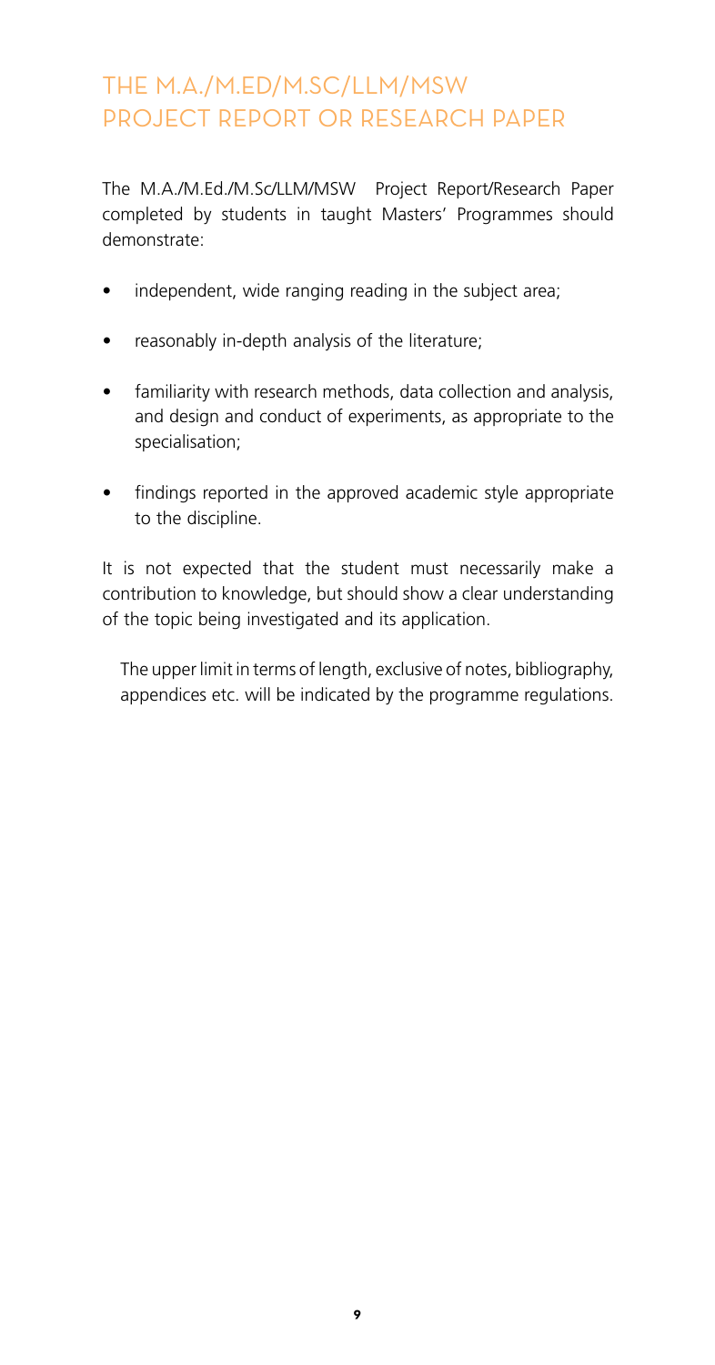## THE M.A./M.ED/M.SC/LLM/MSW PROJECT REPORT OR RESEARCH PAPER

The M.A./M.Ed./M.Sc/LLM/MSW Project Report/Research Paper completed by students in taught Masters' Programmes should demonstrate:

- independent, wide ranging reading in the subject area;
- reasonably in-depth analysis of the literature;
- familiarity with research methods, data collection and analysis, and design and conduct of experiments, as appropriate to the specialisation;
- findings reported in the approved academic style appropriate to the discipline.

It is not expected that the student must necessarily make a contribution to knowledge, but should show a clear understanding of the topic being investigated and its application.

The upper limit in terms of length, exclusive of notes, bibliography, appendices etc. will be indicated by the programme regulations.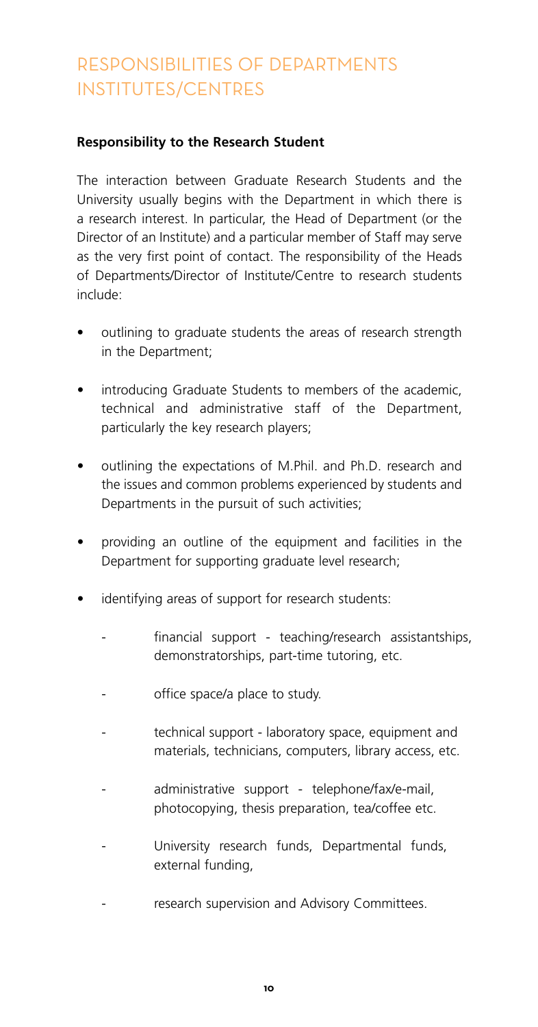# RESPONSIBILITIES OF DEPARTMENTS INSTITUTES/CENTRES

**Responsibility to the Research Student**

The interaction between Graduate Research Students and the University usually begins with the Department in which there is a research interest. In particular, the Head of Department (or the Director of an Institute) and a particular member of Staff may serve as the very first point of contact. The responsibility of the Heads of Departments/Director of Institute/Centre to research students include:

- outlining to graduate students the areas of research strength in the Department;
- introducing Graduate Students to members of the academic, technical and administrative staff of the Department, particularly the key research players;
- outlining the expectations of M.Phil. and Ph.D. research and the issues and common problems experienced by students and Departments in the pursuit of such activities;
- providing an outline of the equipment and facilities in the Department for supporting graduate level research;
- identifying areas of support for research students:
    - financial support - teaching/research assistantships, demonstratorships, part-time tutoring, etc.
    - office space/a place to study.
    - technical support - laboratory space, equipment and materials, technicians, computers, library access, etc.
    - administrative support - telephone/fax/e-mail, photocopying, thesis preparation, tea/coffee etc.
    - University research funds, Departmental funds, external funding,
    - research supervision and Advisory Committees.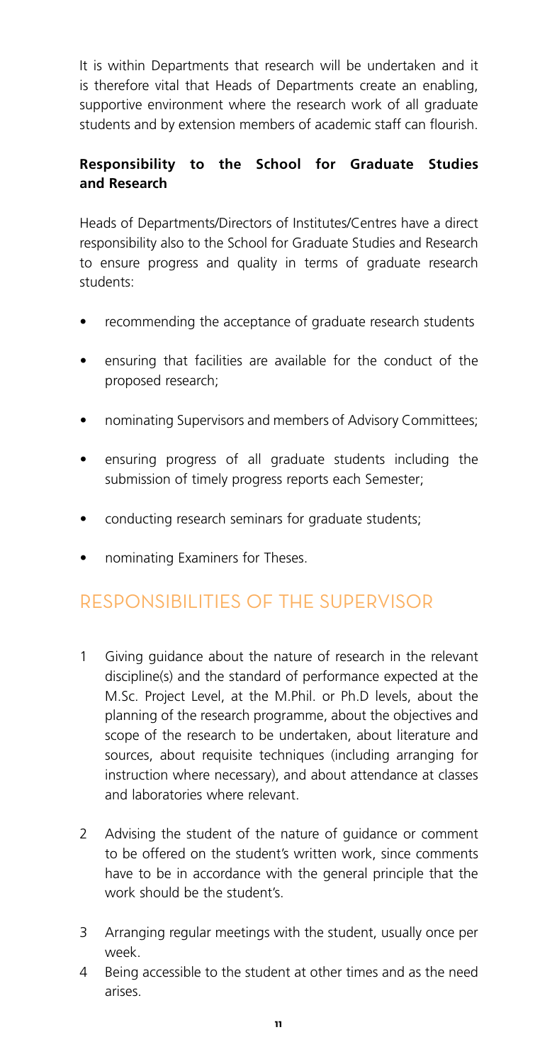It is within Departments that research will be undertaken and it is therefore vital that Heads of Departments create an enabling, supportive environment where the research work of all graduate students and by extension members of academic staff can flourish.

### Responsibility to the School for Graduate Studies and Research

Heads of Departments/Directors of Institutes/Centres have a direct responsibility also to the School for Graduate Studies and Research to ensure progress and quality in terms of graduate research students:

- recommending the acceptance of graduate research students
- ensuring that facilities are available for the conduct of the proposed research;
- nominating Supervisors and members of Advisory Committees;
- ensuring progress of all graduate students including the submission of timely progress reports each Semester;
- conducting research seminars for graduate students;
- nominating Examiners for Theses.

## RESPONSIBILITIES OF THE SUPERVISOR

1. Giving guidance about the nature of research in the relevant discipline(s) and the standard of performance expected at the M.Sc. Project Level, at the M.Phil. or Ph.D levels, about the planning of the research programme, about the objectives and scope of the research to be undertaken, about literature and sources, about requisite techniques (including arranging for instruction where necessary), and about attendance at classes and laboratories where relevant.
2. Advising the student of the nature of guidance or comment to be offered on the student's written work, since comments have to be in accordance with the general principle that the work should be the student's.
3. Arranging regular meetings with the student, usually once per week.
4. Being accessible to the student at other times and as the need arises.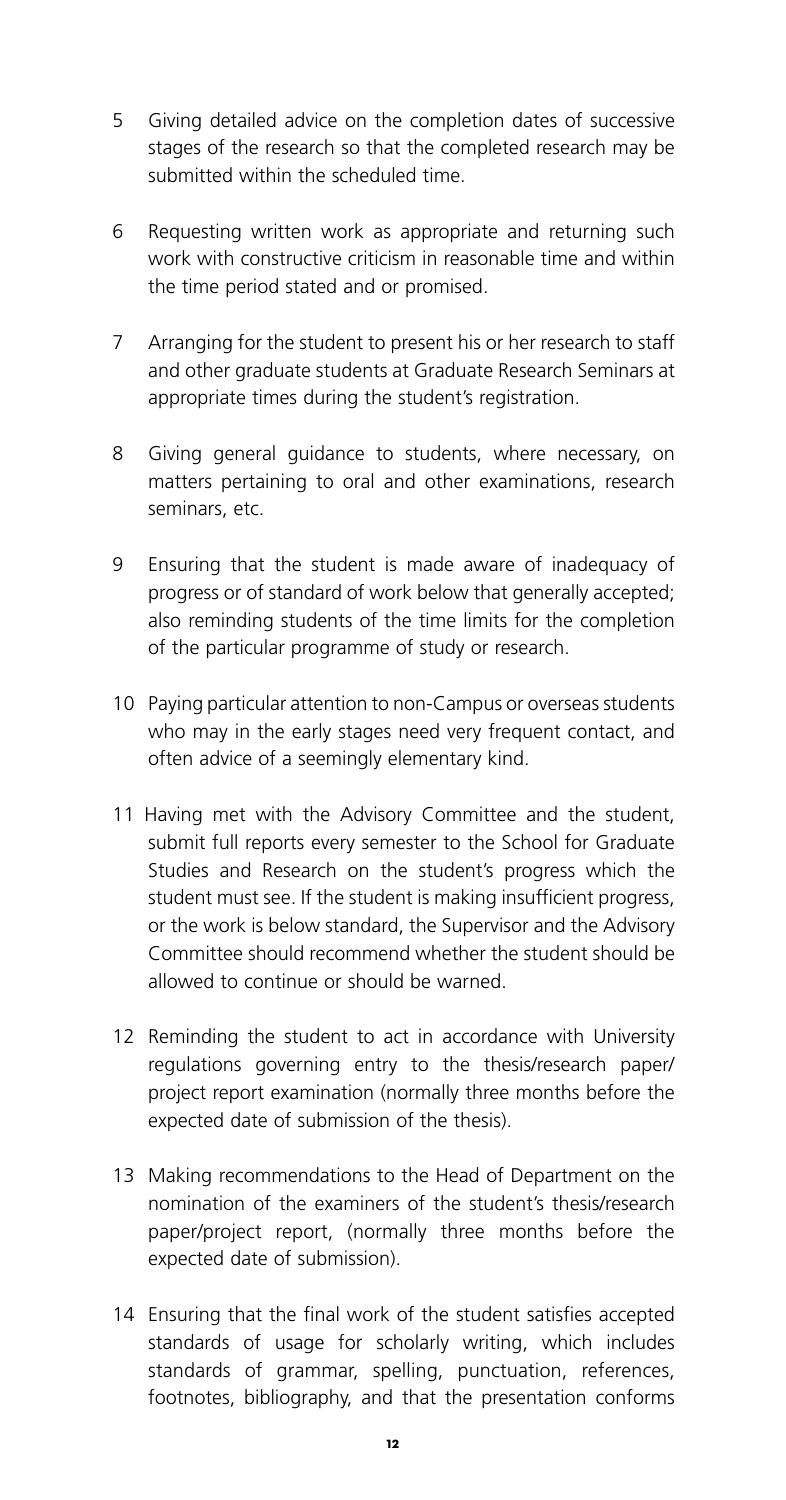5 Giving detailed advice on the completion dates of successive stages of the research so that the completed research may be submitted within the scheduled time.

6 Requesting written work as appropriate and returning such work with constructive criticism in reasonable time and within the time period stated and or promised.

7 Arranging for the student to present his or her research to staff and other graduate students at Graduate Research Seminars at appropriate times during the student's registration.

8 Giving general guidance to students, where necessary, on matters pertaining to oral and other examinations, research seminars, etc.

9 Ensuring that the student is made aware of inadequacy of progress or of standard of work below that generally accepted; also reminding students of the time limits for the completion of the particular programme of study or research.

10 Paying particular attention to non-Campus or overseas students who may in the early stages need very frequent contact, and often advice of a seemingly elementary kind.

11 Having met with the Advisory Committee and the student, submit full reports every semester to the School for Graduate Studies and Research on the student's progress which the student must see. If the student is making insufficient progress, or the work is below standard, the Supervisor and the Advisory Committee should recommend whether the student should be allowed to continue or should be warned.

12 Reminding the student to act in accordance with University regulations governing entry to the thesis/research paper/project report examination (normally three months before the expected date of submission of the thesis).

13 Making recommendations to the Head of Department on the nomination of the examiners of the student's thesis/research paper/project report, (normally three months before the expected date of submission).

14 Ensuring that the final work of the student satisfies accepted standards of usage for scholarly writing, which includes standards of grammar, spelling, punctuation, references, footnotes, bibliography, and that the presentation conforms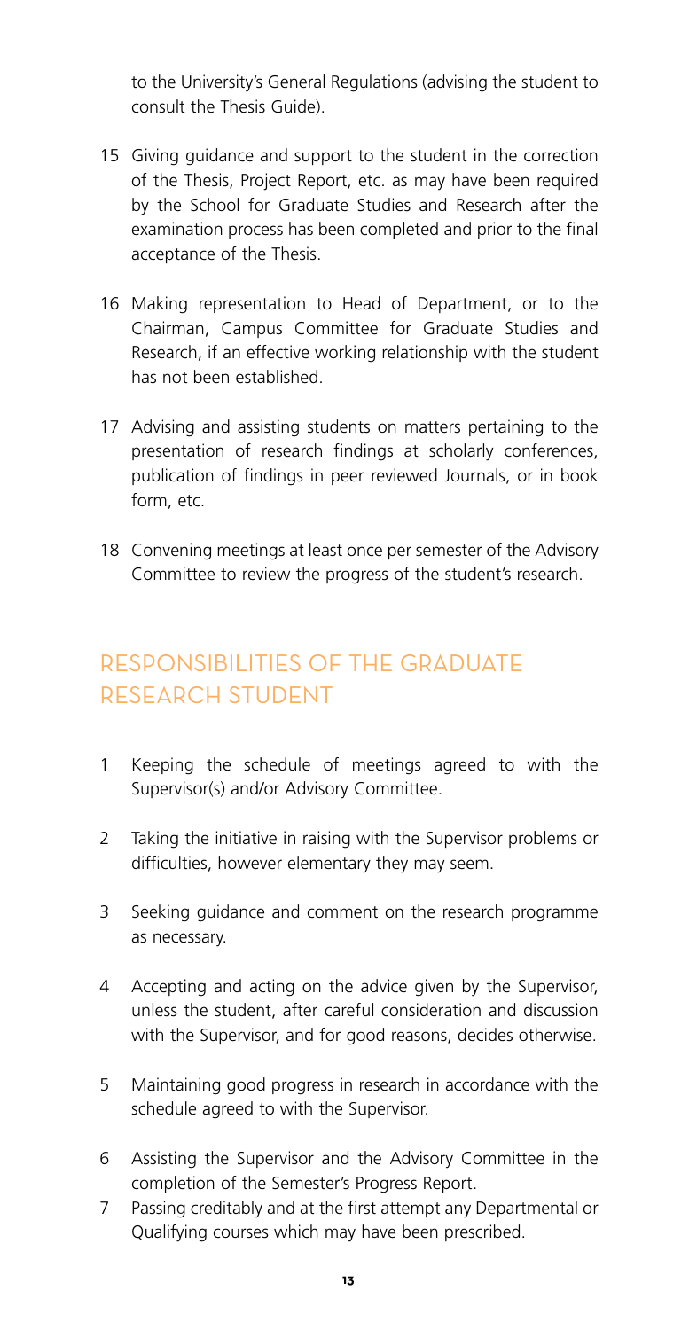to the University's General Regulations (advising the student to consult the Thesis Guide).

15 Giving guidance and support to the student in the correction of the Thesis, Project Report, etc. as may have been required by the School for Graduate Studies and Research after the examination process has been completed and prior to the final acceptance of the Thesis.

16 Making representation to Head of Department, or to the Chairman, Campus Committee for Graduate Studies and Research, if an effective working relationship with the student has not been established.

17 Advising and assisting students on matters pertaining to the presentation of research findings at scholarly conferences, publication of findings in peer reviewed Journals, or in book form, etc.

18 Convening meetings at least once per semester of the Advisory Committee to review the progress of the student's research.

## RESPONSIBILITIES OF THE GRADUATE RESEARCH STUDENT

1 Keeping the schedule of meetings agreed to with the Supervisor(s) and/or Advisory Committee.

2 Taking the initiative in raising with the Supervisor problems or difficulties, however elementary they may seem.

3 Seeking guidance and comment on the research programme as necessary.

4 Accepting and acting on the advice given by the Supervisor, unless the student, after careful consideration and discussion with the Supervisor, and for good reasons, decides otherwise.

5 Maintaining good progress in research in accordance with the schedule agreed to with the Supervisor.

6 Assisting the Supervisor and the Advisory Committee in the completion of the Semester's Progress Report.

7 Passing creditably and at the first attempt any Departmental or Qualifying courses which may have been prescribed.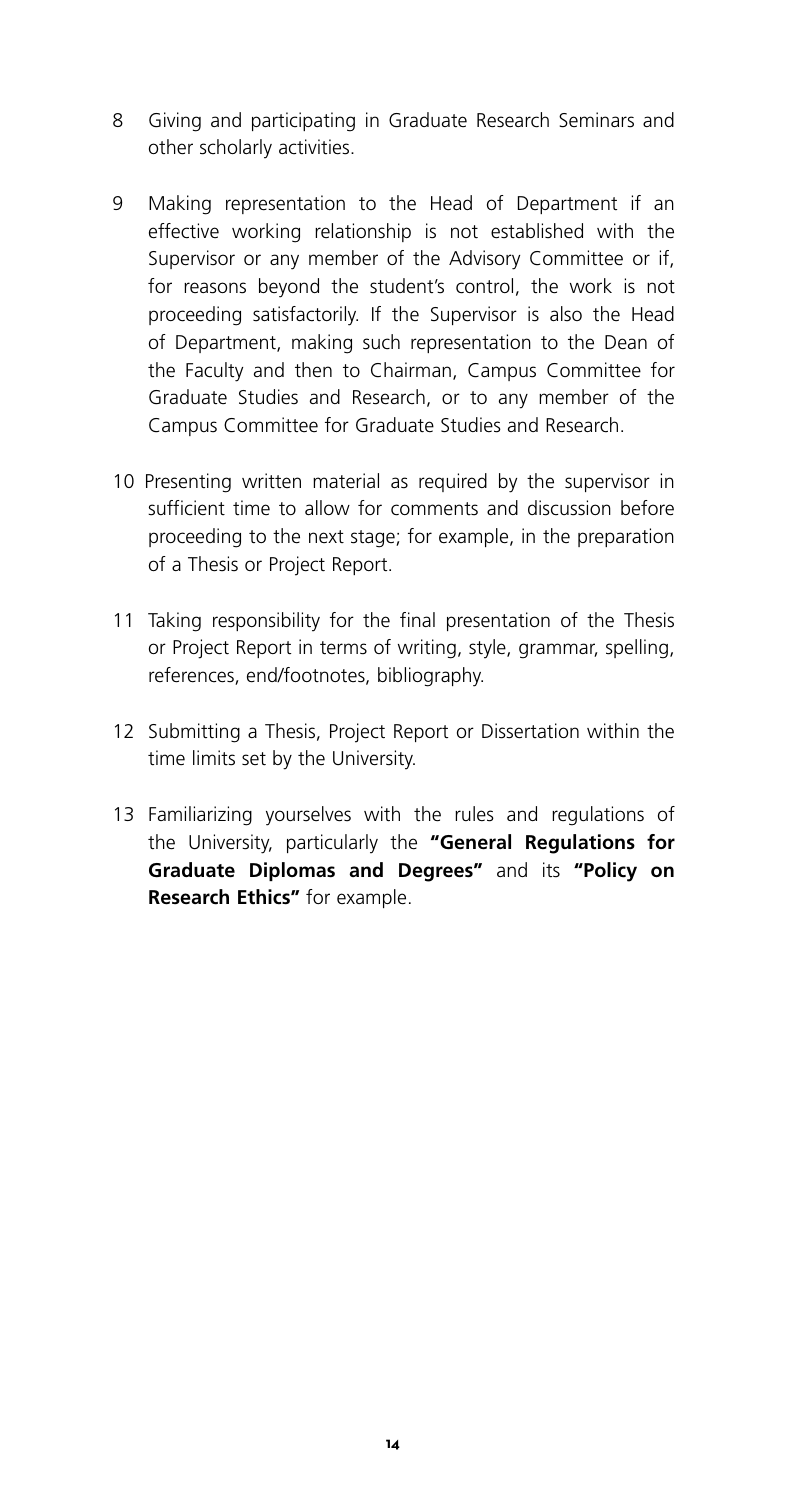8. Giving and participating in Graduate Research Seminars and other scholarly activities.

9. Making representation to the Head of Department if an effective working relationship is not established with the Supervisor or any member of the Advisory Committee or if, for reasons beyond the student's control, the work is not proceeding satisfactorily. If the Supervisor is also the Head of Department, making such representation to the Dean of the Faculty and then to Chairman, Campus Committee for Graduate Studies and Research, or to any member of the Campus Committee for Graduate Studies and Research.

10. Presenting written material as required by the supervisor in sufficient time to allow for comments and discussion before proceeding to the next stage; for example, in the preparation of a Thesis or Project Report.

11. Taking responsibility for the final presentation of the Thesis or Project Report in terms of writing, style, grammar, spelling, references, end/footnotes, bibliography.

12. Submitting a Thesis, Project Report or Dissertation within the time limits set by the University.

13. Familiarizing yourselves with the rules and regulations of the University, particularly the **"General Regulations for Graduate Diplomas and Degrees"** and its **"Policy on Research Ethics"** for example.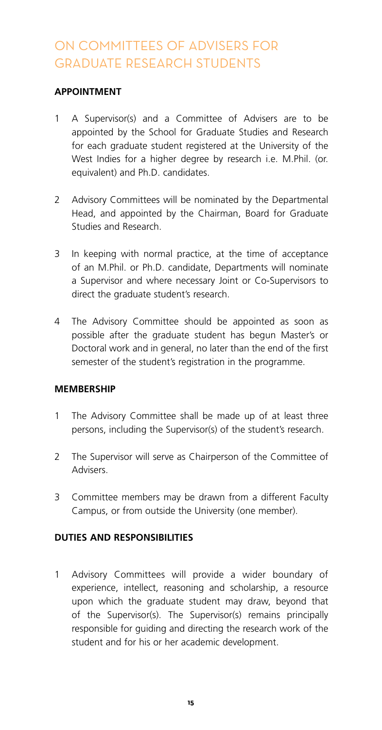# ON COMMITTEES OF ADVISERS FOR GRADUATE RESEARCH STUDENTS

**APPOINTMENT**

1. A Supervisor(s) and a Committee of Advisers are to be appointed by the School for Graduate Studies and Research for each graduate student registered at the University of the West Indies for a higher degree by research i.e. M.Phil. (or. equivalent) and Ph.D. candidates.

2. Advisory Committees will be nominated by the Departmental Head, and appointed by the Chairman, Board for Graduate Studies and Research.

3. In keeping with normal practice, at the time of acceptance of an M.Phil. or Ph.D. candidate, Departments will nominate a Supervisor and where necessary Joint or Co-Supervisors to direct the graduate student's research.

4. The Advisory Committee should be appointed as soon as possible after the graduate student has begun Master's or Doctoral work and in general, no later than the end of the first semester of the student's registration in the programme.

**MEMBERSHIP**

1. The Advisory Committee shall be made up of at least three persons, including the Supervisor(s) of the student's research.

2. The Supervisor will serve as Chairperson of the Committee of Advisers.

3. Committee members may be drawn from a different Faculty Campus, or from outside the University (one member).

**DUTIES AND RESPONSIBILITIES**

1. Advisory Committees will provide a wider boundary of experience, intellect, reasoning and scholarship, a resource upon which the graduate student may draw, beyond that of the Supervisor(s). The Supervisor(s) remains principally responsible for guiding and directing the research work of the student and for his or her academic development.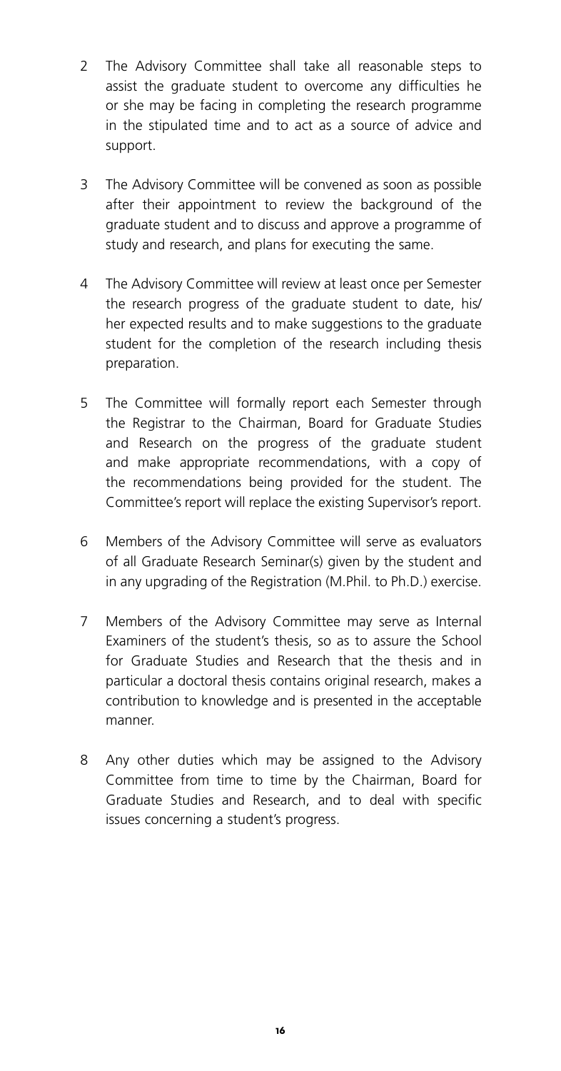2. The Advisory Committee shall take all reasonable steps to assist the graduate student to overcome any difficulties he or she may be facing in completing the research programme in the stipulated time and to act as a source of advice and support.

3. The Advisory Committee will be convened as soon as possible after their appointment to review the background of the graduate student and to discuss and approve a programme of study and research, and plans for executing the same.

4. The Advisory Committee will review at least once per Semester the research progress of the graduate student to date, his/her expected results and to make suggestions to the graduate student for the completion of the research including thesis preparation.

5. The Committee will formally report each Semester through the Registrar to the Chairman, Board for Graduate Studies and Research on the progress of the graduate student and make appropriate recommendations, with a copy of the recommendations being provided for the student. The Committee's report will replace the existing Supervisor's report.

6. Members of the Advisory Committee will serve as evaluators of all Graduate Research Seminar(s) given by the student and in any upgrading of the Registration (M.Phil. to Ph.D.) exercise.

7. Members of the Advisory Committee may serve as Internal Examiners of the student's thesis, so as to assure the School for Graduate Studies and Research that the thesis and in particular a doctoral thesis contains original research, makes a contribution to knowledge and is presented in the acceptable manner.

8. Any other duties which may be assigned to the Advisory Committee from time to time by the Chairman, Board for Graduate Studies and Research, and to deal with specific issues concerning a student's progress.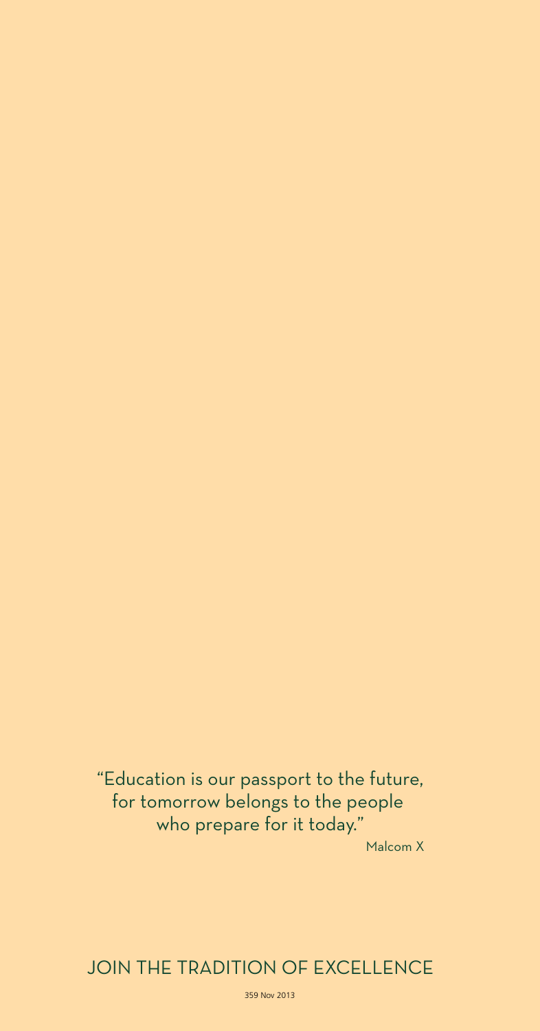"Education is our passport to the future,
for tomorrow belongs to the people
who prepare for it today."

Malcom X

JOIN THE TRADITION OF EXCELLENCE

359 Nov 2013